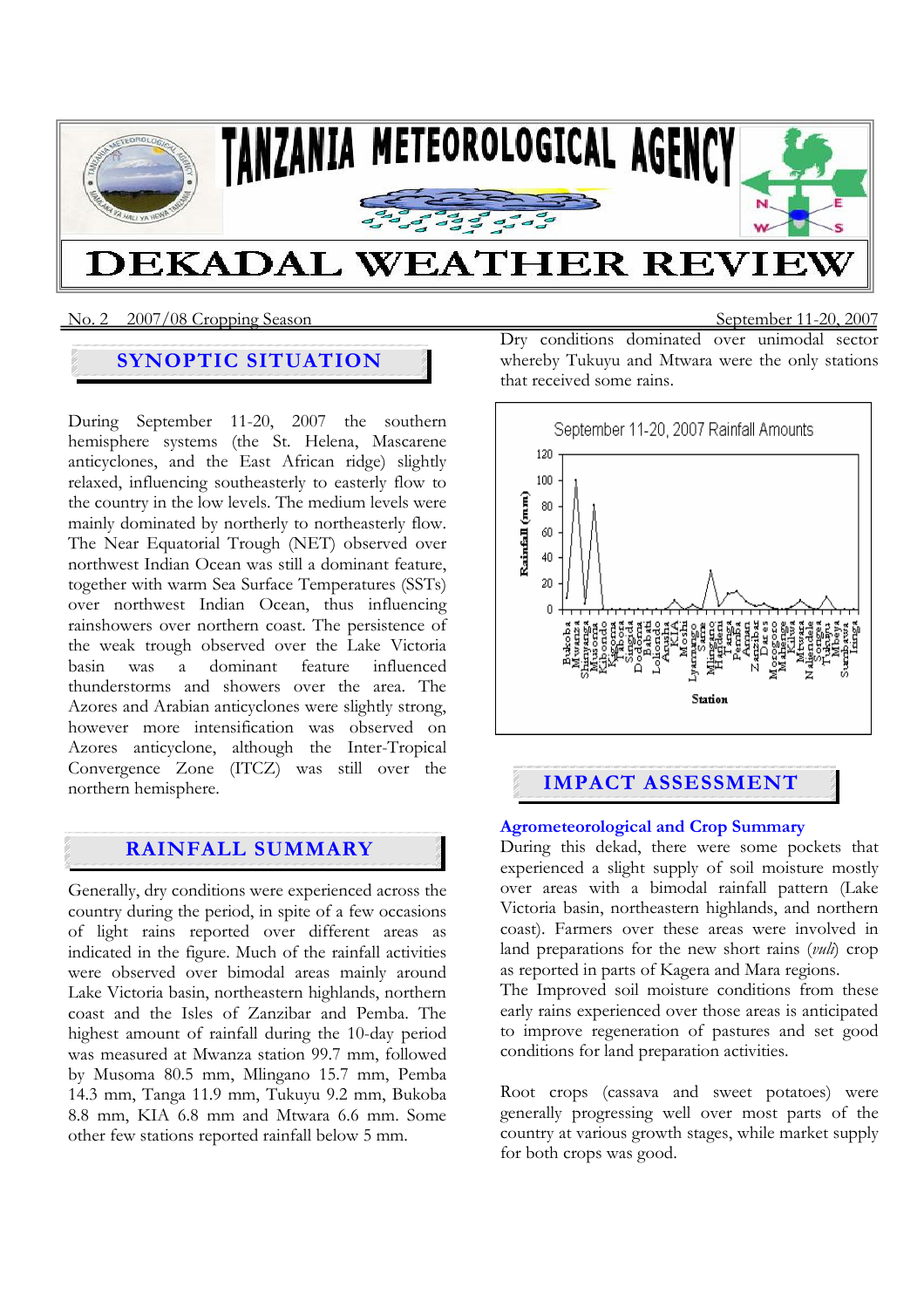# TANZANIA METEOROLOGICAL AGENCY

# DEKADAL WEATHER REVIEW

No. 2 2007/08 Cropping Season September 11-20, 2007

## SYNOPTIC SITUATION

During September 11-20, 2007 the southern hemisphere systems (the St. Helena, Mascarene anticyclones, and the East African ridge) slightly relaxed, influencing southeasterly to easterly flow to the country in the low levels. The medium levels were mainly dominated by northerly to northeasterly flow. The Near Equatorial Trough (NET) observed over northwest Indian Ocean was still a dominant feature, together with warm Sea Surface Temperatures (SSTs) over northwest Indian Ocean, thus influencing rainshowers over northern coast. The persistence of the weak trough observed over the Lake Victoria basin was a dominant feature influenced thunderstorms and showers over the area. The Azores and Arabian anticyclones were slightly strong, however more intensification was observed on Azores anticyclone, although the Inter-Tropical Convergence Zone (ITCZ) was still over the northern hemisphere.

## RAINFALL SUMMARY

Generally, dry conditions were experienced across the country during the period, in spite of a few occasions of light rains reported over different areas as indicated in the figure. Much of the rainfall activities were observed over bimodal areas mainly around Lake Victoria basin, northeastern highlands, northern coast and the Isles of Zanzibar and Pemba. The highest amount of rainfall during the 10-day period was measured at Mwanza station 99.7 mm, followed by Musoma 80.5 mm, Mlingano 15.7 mm, Pemba 14.3 mm, Tanga 11.9 mm, Tukuyu 9.2 mm, Bukoba 8.8 mm, KIA 6.8 mm and Mtwara 6.6 mm. Some other few stations reported rainfall below 5 mm.

Dry conditions dominated over unimodal sector whereby Tukuyu and Mtwara were the only stations that received some rains.

September 11-20, 2007 Rainfall Amounts

## IMPACT ASSESSMENT

### Agrometeorological and Crop Summary

During this dekad, there were some pockets that experienced a slight supply of soil moisture mostly over areas with a bimodal rainfall pattern (Lake Victoria basin, northeastern highlands, and northern coast). Farmers over these areas were involved in land preparations for the new short rains (*vuli*) crop as reported in parts of Kagera and Mara regions.

The Improved soil moisture conditions from these early rains experienced over those areas is anticipated to improve regeneration of pastures and set good conditions for land preparation activities.

Root crops (cassava and sweet potatoes) were generally progressing well over most parts of the country at various growth stages, while market supply for both crops was good.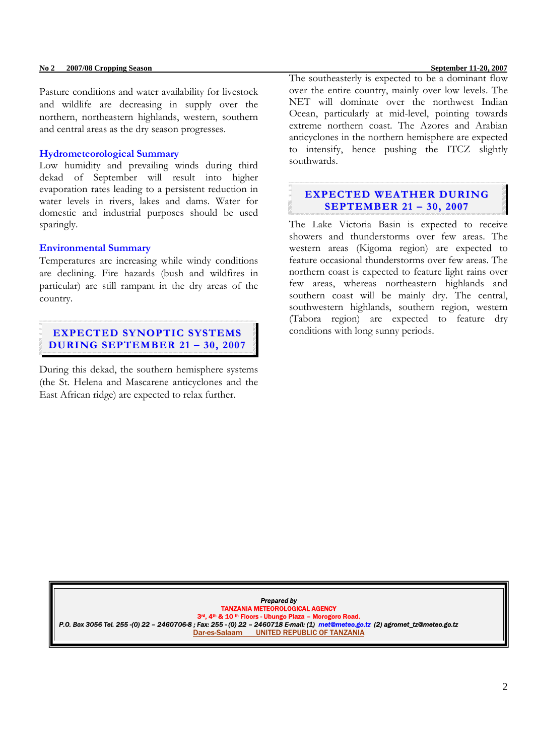Pasture conditions and water availability for livestock and wildlife are decreasing in supply over the northern, northeastern highlands, western, southern and central areas as the dry season progresses.

## Hydrometeorological Summary

Low humidity and prevailing winds during third dekad of September will result into higher evaporation rates leading to a persistent reduction in water levels in rivers, lakes and dams. Water for domestic and industrial purposes should be used sparingly.

## Environmental Summary

Temperatures are increasing while windy conditions are declining. Fire hazards (bush and wildfires in particular) are still rampant in the dry areas of the country.

## EXPECTED SYNOPTIC SYSTEMS DURING SEPTEMBER 21 – 30, 2007

During this dekad, the southern hemisphere systems (the St. Helena and Mascarene anticyclones and the East African ridge) are expected to relax further. The southeasterly is expected to be a dominant flow over the entire country, mainly over low levels. The NET will dominate over the northwest Indian Ocean, particularly at mid-level, pointing towards extreme northern coast. The Azores and Arabian anticyclones in the northern hemisphere are expected to intensify, hence pushing the ITCZ slightly southwards.

## EXPECTED WEATHER DURING SEPTEMBER 21 – 30, 2007

The Lake Victoria Basin is expected to receive showers and thunderstorms over few areas. The western areas (Kigoma region) are expected to feature occasional thunderstorms over few areas. The northern coast is expected to feature light rains over few areas, whereas northeastern highlands and southern coast will be mainly dry. The central, southwestern highlands, southern region, western (Tabora region) are expected to feature dry conditions with long sunny periods.

*Prepared by*
**TANZANIA METEOROLOGICAL AGENCY**
**3rd, 4th & 10th Floors - Ubungo Plaza – Morogoro Road.**
*P.O. Box 3056 Tel. 255 -(0) 22 – 2460706-8 ; Fax: 255 - (0) 22 – 2460718 E-mail: (1) met@meteo.go.tz (2) agromet_tz@meteo.go.tz*
Dar-es-Salaam UNITED REPUBLIC OF TANZANIA